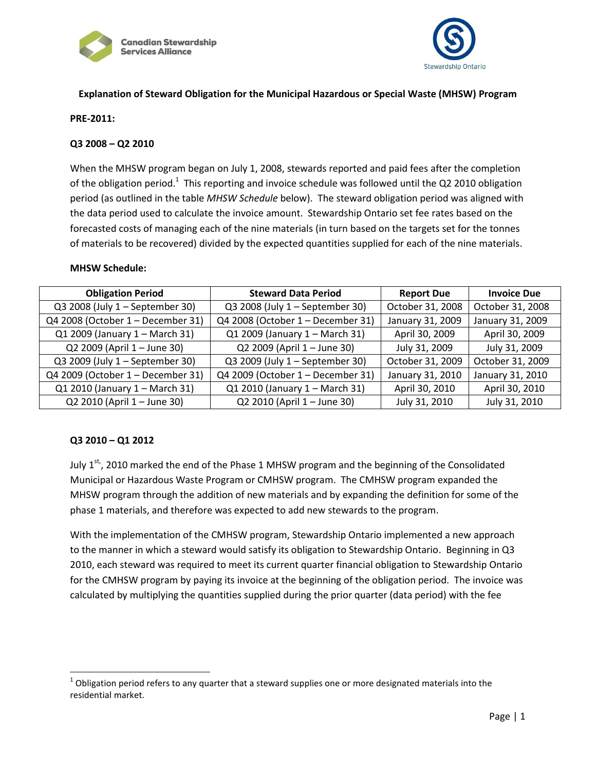## Explanation of Steward Obligation for the Municipal Hazardous or Special Waste (MHSW) Program

**PRE-2011:**

**Q3 2008 – Q2 2010**

When the MHSW program began on July 1, 2008, stewards reported and paid fees after the completion of the obligation period.[1] This reporting and invoice schedule was followed until the Q2 2010 obligation period (as outlined in the table *MHSW Schedule* below). The steward obligation period was aligned with the data period used to calculate the invoice amount. Stewardship Ontario set fee rates based on the forecasted costs of managing each of the nine materials (in turn based on the targets set for the tonnes of materials to be recovered) divided by the expected quantities supplied for each of the nine materials.

**MHSW Schedule:**

| Obligation Period | Steward Data Period | Report Due | Invoice Due |
|---|---|---|---|
| Q3 2008 (July 1 – September 30) | Q3 2008 (July 1 – September 30) | October 31, 2008 | October 31, 2008 |
| Q4 2008 (October 1 – December 31) | Q4 2008 (October 1 – December 31) | January 31, 2009 | January 31, 2009 |
| Q1 2009 (January 1 – March 31) | Q1 2009 (January 1 – March 31) | April 30, 2009 | April 30, 2009 |
| Q2 2009 (April 1 – June 30) | Q2 2009 (April 1 – June 30) | July 31, 2009 | July 31, 2009 |
| Q3 2009 (July 1 – September 30) | Q3 2009 (July 1 – September 30) | October 31, 2009 | October 31, 2009 |
| Q4 2009 (October 1 – December 31) | Q4 2009 (October 1 – December 31) | January 31, 2010 | January 31, 2010 |
| Q1 2010 (January 1 – March 31) | Q1 2010 (January 1 – March 31) | April 30, 2010 | April 30, 2010 |
| Q2 2010 (April 1 – June 30) | Q2 2010 (April 1 – June 30) | July 31, 2010 | July 31, 2010 |

**Q3 2010 – Q1 2012**

July 1st, 2010 marked the end of the Phase 1 MHSW program and the beginning of the Consolidated Municipal or Hazardous Waste Program or CMHSW program. The CMHSW program expanded the MHSW program through the addition of new materials and by expanding the definition for some of the phase 1 materials, and therefore was expected to add new stewards to the program.

With the implementation of the CMHSW program, Stewardship Ontario implemented a new approach to the manner in which a steward would satisfy its obligation to Stewardship Ontario. Beginning in Q3 2010, each steward was required to meet its current quarter financial obligation to Stewardship Ontario for the CMHSW program by paying its invoice at the beginning of the obligation period. The invoice was calculated by multiplying the quantities supplied during the prior quarter (data period) with the fee

[1] Obligation period refers to any quarter that a steward supplies one or more designated materials into the residential market.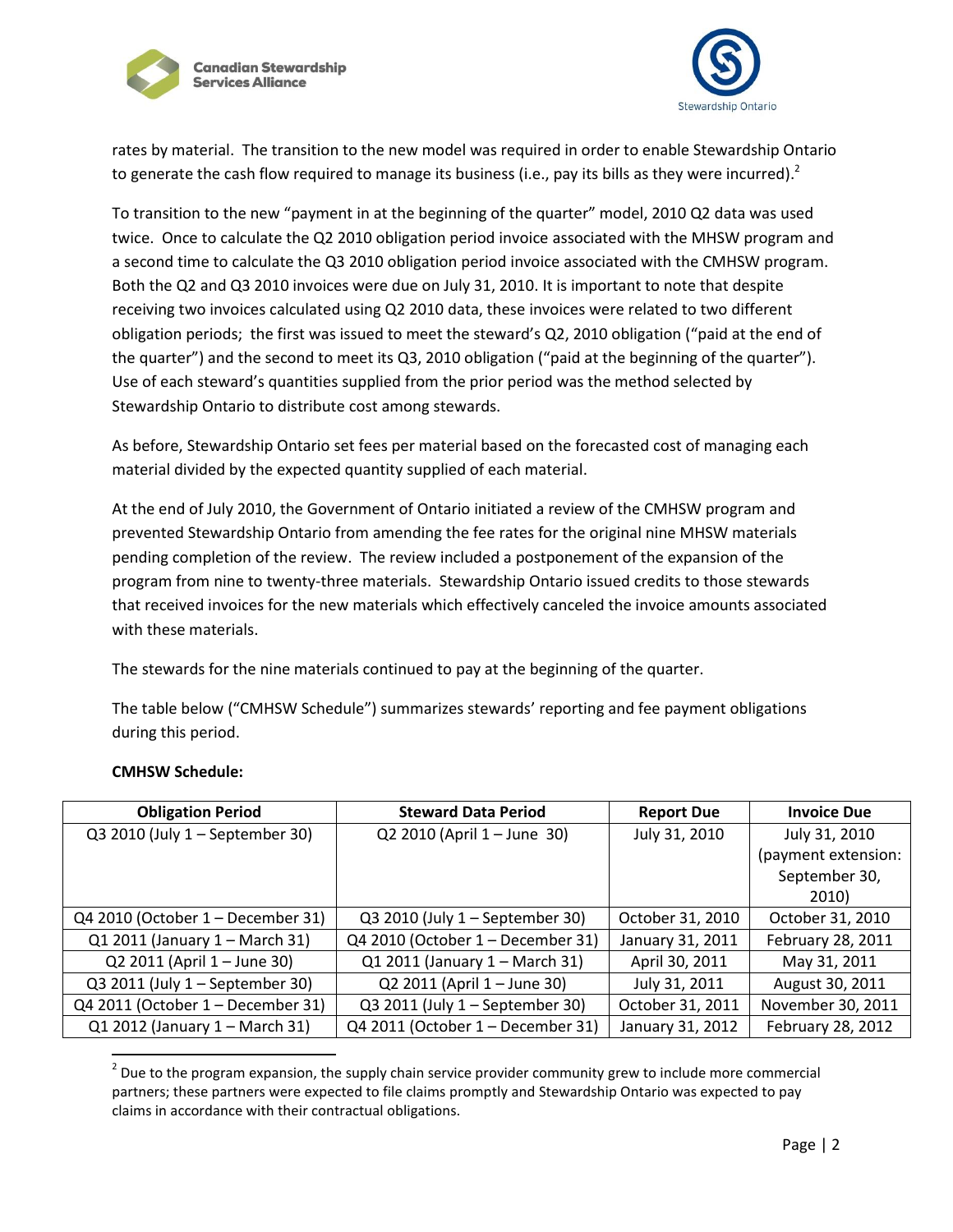rates by material. The transition to the new model was required in order to enable Stewardship Ontario to generate the cash flow required to manage its business (i.e., pay its bills as they were incurred).[2]

To transition to the new "payment in at the beginning of the quarter" model, 2010 Q2 data was used twice. Once to calculate the Q2 2010 obligation period invoice associated with the MHSW program and a second time to calculate the Q3 2010 obligation period invoice associated with the CMHSW program. Both the Q2 and Q3 2010 invoices were due on July 31, 2010. It is important to note that despite receiving two invoices calculated using Q2 2010 data, these invoices were related to two different obligation periods; the first was issued to meet the steward's Q2, 2010 obligation ("paid at the end of the quarter") and the second to meet its Q3, 2010 obligation ("paid at the beginning of the quarter"). Use of each steward's quantities supplied from the prior period was the method selected by Stewardship Ontario to distribute cost among stewards.

As before, Stewardship Ontario set fees per material based on the forecasted cost of managing each material divided by the expected quantity supplied of each material.

At the end of July 2010, the Government of Ontario initiated a review of the CMHSW program and prevented Stewardship Ontario from amending the fee rates for the original nine MHSW materials pending completion of the review. The review included a postponement of the expansion of the program from nine to twenty-three materials. Stewardship Ontario issued credits to those stewards that received invoices for the new materials which effectively canceled the invoice amounts associated with these materials.

The stewards for the nine materials continued to pay at the beginning of the quarter.

The table below ("CMHSW Schedule") summarizes stewards' reporting and fee payment obligations during this period.

**CMHSW Schedule:**

| Obligation Period | Steward Data Period | Report Due | Invoice Due |
|---|---|---|---|
| Q3 2010 (July 1 – September 30) | Q2 2010 (April 1 – June 30) | July 31, 2010 | July 31, 2010 (payment extension: September 30, 2010) |
| Q4 2010 (October 1 – December 31) | Q3 2010 (July 1 – September 30) | October 31, 2010 | October 31, 2010 |
| Q1 2011 (January 1 – March 31) | Q4 2010 (October 1 – December 31) | January 31, 2011 | February 28, 2011 |
| Q2 2011 (April 1 – June 30) | Q1 2011 (January 1 – March 31) | April 30, 2011 | May 31, 2011 |
| Q3 2011 (July 1 – September 30) | Q2 2011 (April 1 – June 30) | July 31, 2011 | August 30, 2011 |
| Q4 2011 (October 1 – December 31) | Q3 2011 (July 1 – September 30) | October 31, 2011 | November 30, 2011 |
| Q1 2012 (January 1 – March 31) | Q4 2011 (October 1 – December 31) | January 31, 2012 | February 28, 2012 |

[2] Due to the program expansion, the supply chain service provider community grew to include more commercial partners; these partners were expected to file claims promptly and Stewardship Ontario was expected to pay claims in accordance with their contractual obligations.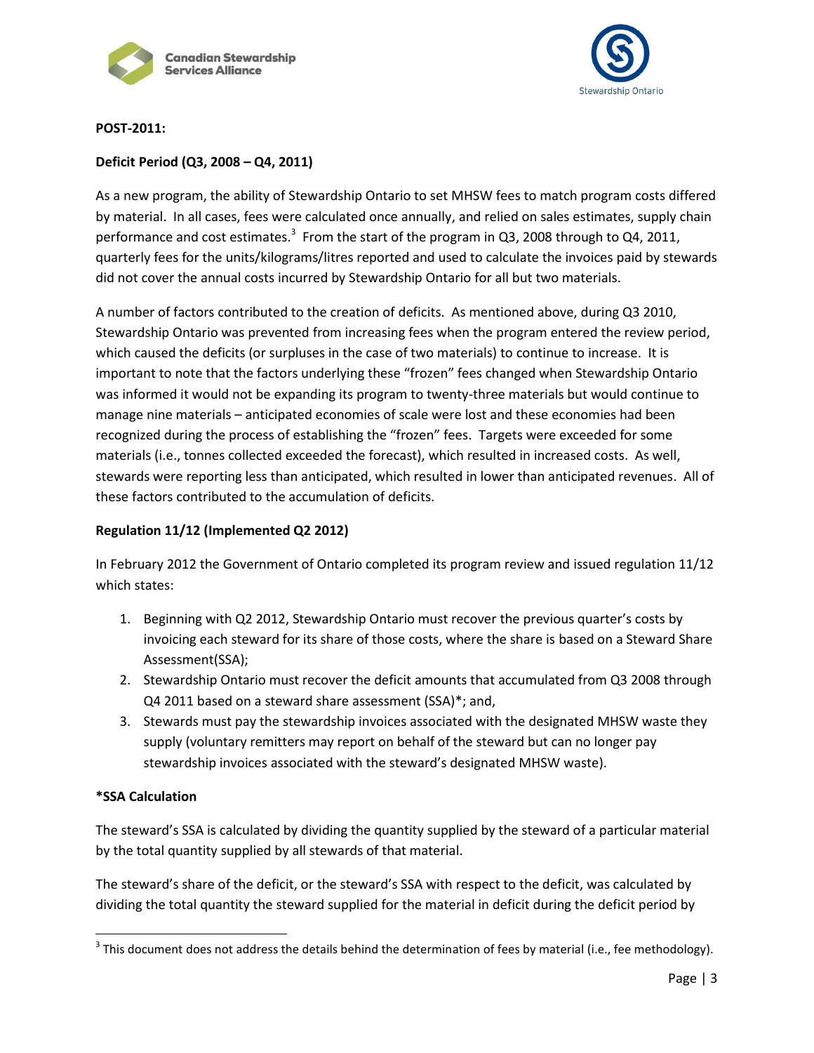**POST-2011:**

**Deficit Period (Q3, 2008 – Q4, 2011)**

As a new program, the ability of Stewardship Ontario to set MHSW fees to match program costs differed by material. In all cases, fees were calculated once annually, and relied on sales estimates, supply chain performance and cost estimates.[3] From the start of the program in Q3, 2008 through to Q4, 2011, quarterly fees for the units/kilograms/litres reported and used to calculate the invoices paid by stewards did not cover the annual costs incurred by Stewardship Ontario for all but two materials.

A number of factors contributed to the creation of deficits. As mentioned above, during Q3 2010, Stewardship Ontario was prevented from increasing fees when the program entered the review period, which caused the deficits (or surpluses in the case of two materials) to continue to increase. It is important to note that the factors underlying these "frozen" fees changed when Stewardship Ontario was informed it would not be expanding its program to twenty-three materials but would continue to manage nine materials – anticipated economies of scale were lost and these economies had been recognized during the process of establishing the "frozen" fees. Targets were exceeded for some materials (i.e., tonnes collected exceeded the forecast), which resulted in increased costs. As well, stewards were reporting less than anticipated, which resulted in lower than anticipated revenues. All of these factors contributed to the accumulation of deficits.

**Regulation 11/12 (Implemented Q2 2012)**

In February 2012 the Government of Ontario completed its program review and issued regulation 11/12 which states:

1. Beginning with Q2 2012, Stewardship Ontario must recover the previous quarter's costs by invoicing each steward for its share of those costs, where the share is based on a Steward Share Assessment(SSA);
2. Stewardship Ontario must recover the deficit amounts that accumulated from Q3 2008 through Q4 2011 based on a steward share assessment (SSA)*; and,
3. Stewards must pay the stewardship invoices associated with the designated MHSW waste they supply (voluntary remitters may report on behalf of the steward but can no longer pay stewardship invoices associated with the steward's designated MHSW waste).

**\*SSA Calculation**

The steward's SSA is calculated by dividing the quantity supplied by the steward of a particular material by the total quantity supplied by all stewards of that material.

The steward's share of the deficit, or the steward's SSA with respect to the deficit, was calculated by dividing the total quantity the steward supplied for the material in deficit during the deficit period by

[3] This document does not address the details behind the determination of fees by material (i.e., fee methodology).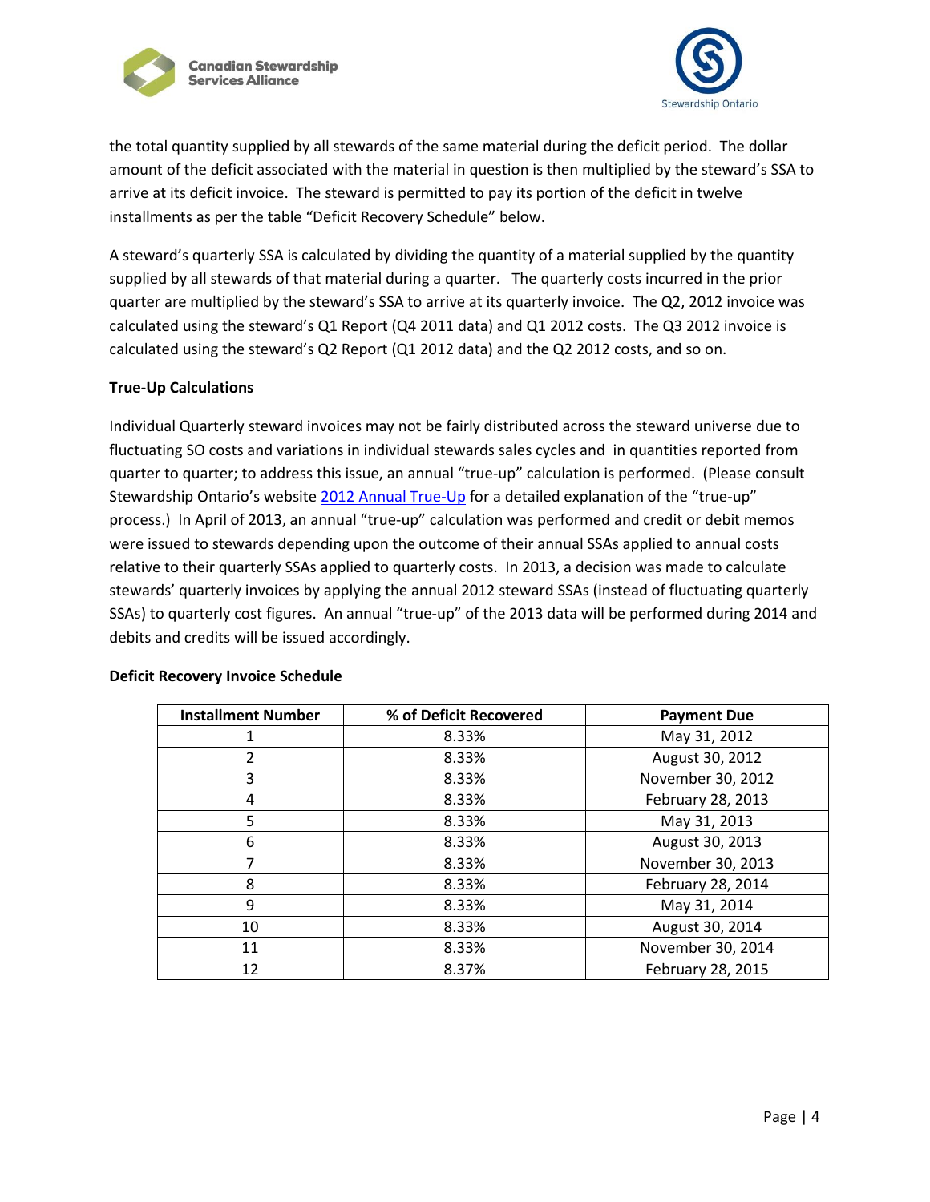the total quantity supplied by all stewards of the same material during the deficit period. The dollar amount of the deficit associated with the material in question is then multiplied by the steward's SSA to arrive at its deficit invoice. The steward is permitted to pay its portion of the deficit in twelve installments as per the table "Deficit Recovery Schedule" below.

A steward's quarterly SSA is calculated by dividing the quantity of a material supplied by the quantity supplied by all stewards of that material during a quarter. The quarterly costs incurred in the prior quarter are multiplied by the steward's SSA to arrive at its quarterly invoice. The Q2, 2012 invoice was calculated using the steward's Q1 Report (Q4 2011 data) and Q1 2012 costs. The Q3 2012 invoice is calculated using the steward's Q2 Report (Q1 2012 data) and the Q2 2012 costs, and so on.

**True-Up Calculations**

Individual Quarterly steward invoices may not be fairly distributed across the steward universe due to fluctuating SO costs and variations in individual stewards sales cycles and in quantities reported from quarter to quarter; to address this issue, an annual "true-up" calculation is performed. (Please consult Stewardship Ontario's website [2012 Annual True-Up] for a detailed explanation of the "true-up" process.) In April of 2013, an annual "true-up" calculation was performed and credit or debit memos were issued to stewards depending upon the outcome of their annual SSAs applied to annual costs relative to their quarterly SSAs applied to quarterly costs. In 2013, a decision was made to calculate stewards' quarterly invoices by applying the annual 2012 steward SSAs (instead of fluctuating quarterly SSAs) to quarterly cost figures. An annual "true-up" of the 2013 data will be performed during 2014 and debits and credits will be issued accordingly.

**Deficit Recovery Invoice Schedule**

| Installment Number | % of Deficit Recovered | Payment Due |
|---|---|---|
| 1 | 8.33% | May 31, 2012 |
| 2 | 8.33% | August 30, 2012 |
| 3 | 8.33% | November 30, 2012 |
| 4 | 8.33% | February 28, 2013 |
| 5 | 8.33% | May 31, 2013 |
| 6 | 8.33% | August 30, 2013 |
| 7 | 8.33% | November 30, 2013 |
| 8 | 8.33% | February 28, 2014 |
| 9 | 8.33% | May 31, 2014 |
| 10 | 8.33% | August 30, 2014 |
| 11 | 8.33% | November 30, 2014 |
| 12 | 8.37% | February 28, 2015 |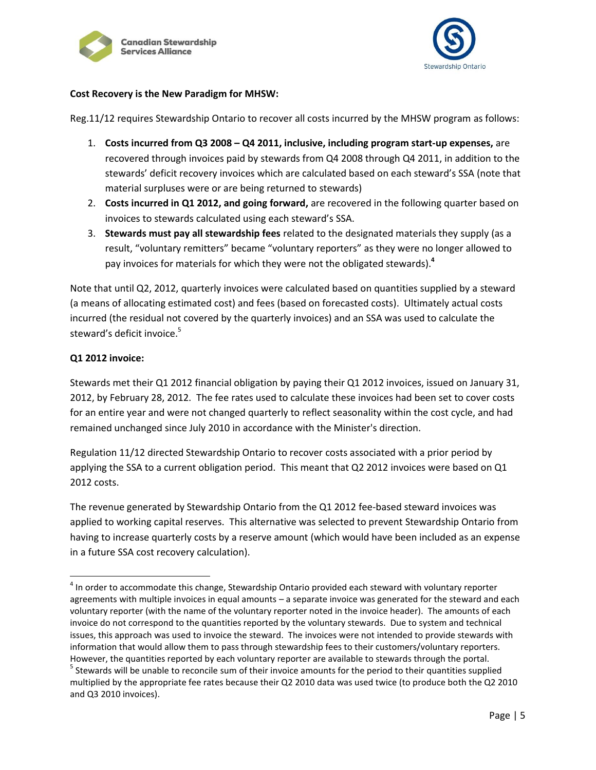**Cost Recovery is the New Paradigm for MHSW:**

Reg.11/12 requires Stewardship Ontario to recover all costs incurred by the MHSW program as follows:

1. **Costs incurred from Q3 2008 – Q4 2011, inclusive, including program start-up expenses,** are recovered through invoices paid by stewards from Q4 2008 through Q4 2011, in addition to the stewards' deficit recovery invoices which are calculated based on each steward's SSA (note that material surpluses were or are being returned to stewards)
2. **Costs incurred in Q1 2012, and going forward,** are recovered in the following quarter based on invoices to stewards calculated using each steward's SSA.
3. **Stewards must pay all stewardship fees** related to the designated materials they supply (as a result, "voluntary remitters" became "voluntary reporters" as they were no longer allowed to pay invoices for materials for which they were not the obligated stewards).[4]

Note that until Q2, 2012, quarterly invoices were calculated based on quantities supplied by a steward (a means of allocating estimated cost) and fees (based on forecasted costs). Ultimately actual costs incurred (the residual not covered by the quarterly invoices) and an SSA was used to calculate the steward's deficit invoice.[5]

**Q1 2012 invoice:**

Stewards met their Q1 2012 financial obligation by paying their Q1 2012 invoices, issued on January 31, 2012, by February 28, 2012. The fee rates used to calculate these invoices had been set to cover costs for an entire year and were not changed quarterly to reflect seasonality within the cost cycle, and had remained unchanged since July 2010 in accordance with the Minister's direction.

Regulation 11/12 directed Stewardship Ontario to recover costs associated with a prior period by applying the SSA to a current obligation period. This meant that Q2 2012 invoices were based on Q1 2012 costs.

The revenue generated by Stewardship Ontario from the Q1 2012 fee-based steward invoices was applied to working capital reserves. This alternative was selected to prevent Stewardship Ontario from having to increase quarterly costs by a reserve amount (which would have been included as an expense in a future SSA cost recovery calculation).

---

[4] In order to accommodate this change, Stewardship Ontario provided each steward with voluntary reporter agreements with multiple invoices in equal amounts – a separate invoice was generated for the steward and each voluntary reporter (with the name of the voluntary reporter noted in the invoice header). The amounts of each invoice do not correspond to the quantities reported by the voluntary stewards. Due to system and technical issues, this approach was used to invoice the steward. The invoices were not intended to provide stewards with information that would allow them to pass through stewardship fees to their customers/voluntary reporters. However, the quantities reported by each voluntary reporter are available to stewards through the portal.

[5] Stewards will be unable to reconcile sum of their invoice amounts for the period to their quantities supplied multiplied by the appropriate fee rates because their Q2 2010 data was used twice (to produce both the Q2 2010 and Q3 2010 invoices).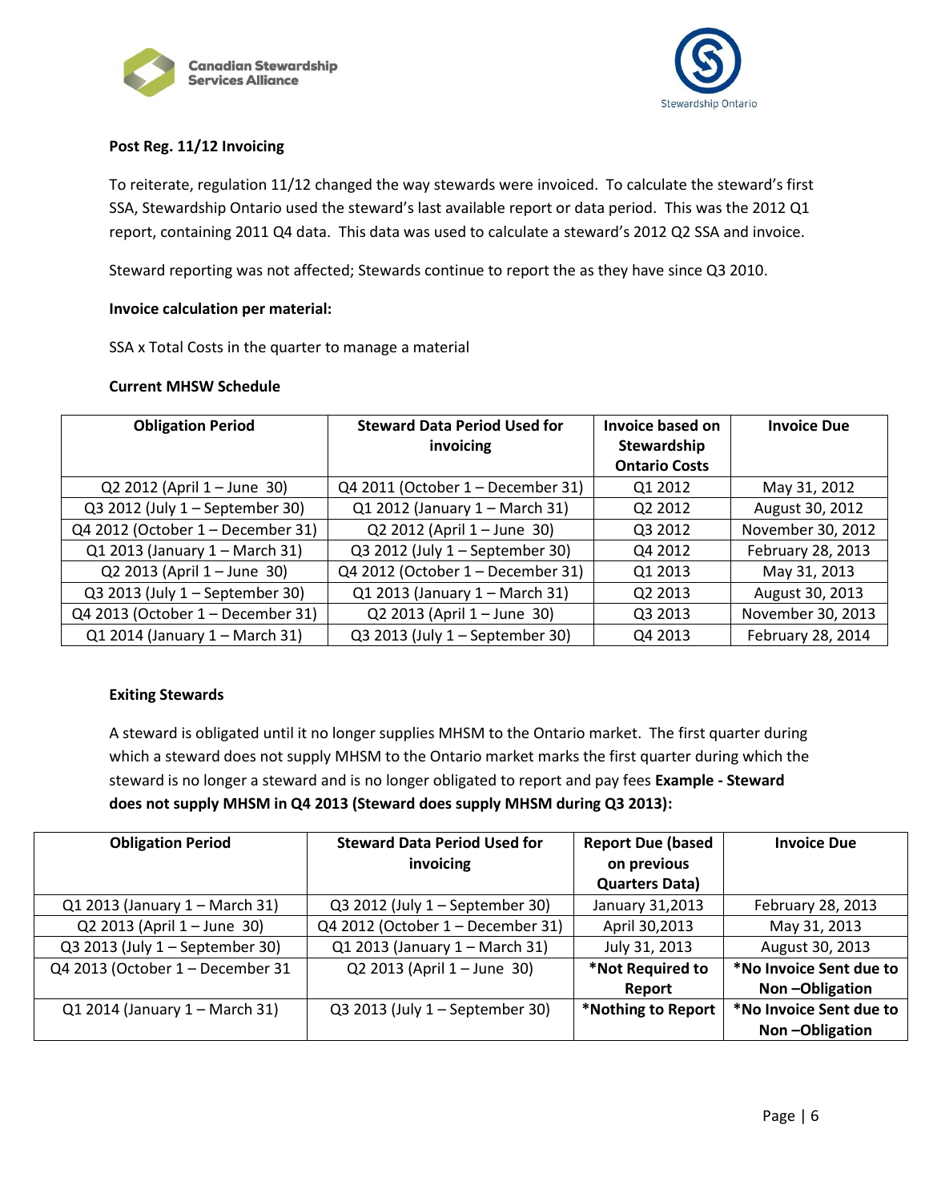**Post Reg. 11/12 Invoicing**

To reiterate, regulation 11/12 changed the way stewards were invoiced. To calculate the steward's first SSA, Stewardship Ontario used the steward's last available report or data period. This was the 2012 Q1 report, containing 2011 Q4 data. This data was used to calculate a steward's 2012 Q2 SSA and invoice.

Steward reporting was not affected; Stewards continue to report the as they have since Q3 2010.

**Invoice calculation per material:**

SSA x Total Costs in the quarter to manage a material

**Current MHSW Schedule**

| Obligation Period | Steward Data Period Used for invoicing | Invoice based on Stewardship Ontario Costs | Invoice Due |
|---|---|---|---|
| Q2 2012 (April 1 – June 30) | Q4 2011 (October 1 – December 31) | Q1 2012 | May 31, 2012 |
| Q3 2012 (July 1 – September 30) | Q1 2012 (January 1 – March 31) | Q2 2012 | August 30, 2012 |
| Q4 2012 (October 1 – December 31) | Q2 2012 (April 1 – June 30) | Q3 2012 | November 30, 2012 |
| Q1 2013 (January 1 – March 31) | Q3 2012 (July 1 – September 30) | Q4 2012 | February 28, 2013 |
| Q2 2013 (April 1 – June 30) | Q4 2012 (October 1 – December 31) | Q1 2013 | May 31, 2013 |
| Q3 2013 (July 1 – September 30) | Q1 2013 (January 1 – March 31) | Q2 2013 | August 30, 2013 |
| Q4 2013 (October 1 – December 31) | Q2 2013 (April 1 – June 30) | Q3 2013 | November 30, 2013 |
| Q1 2014 (January 1 – March 31) | Q3 2013 (July 1 – September 30) | Q4 2013 | February 28, 2014 |

**Exiting Stewards**

A steward is obligated until it no longer supplies MHSM to the Ontario market. The first quarter during which a steward does not supply MHSM to the Ontario market marks the first quarter during which the steward is no longer a steward and is no longer obligated to report and pay fees **Example - Steward does not supply MHSM in Q4 2013 (Steward does supply MHSM during Q3 2013):**

| Obligation Period | Steward Data Period Used for invoicing | Report Due (based on previous Quarters Data) | Invoice Due |
|---|---|---|---|
| Q1 2013 (January 1 – March 31) | Q3 2012 (July 1 – September 30) | January 31,2013 | February 28, 2013 |
| Q2 2013 (April 1 – June 30) | Q4 2012 (October 1 – December 31) | April 30,2013 | May 31, 2013 |
| Q3 2013 (July 1 – September 30) | Q1 2013 (January 1 – March 31) | July 31, 2013 | August 30, 2013 |
| Q4 2013 (October 1 – December 31 | Q2 2013 (April 1 – June 30) | **\*Not Required to Report** | **\*No Invoice Sent due to Non –Obligation** |
| Q1 2014 (January 1 – March 31) | Q3 2013 (July 1 – September 30) | **\*Nothing to Report** | **\*No Invoice Sent due to Non –Obligation** |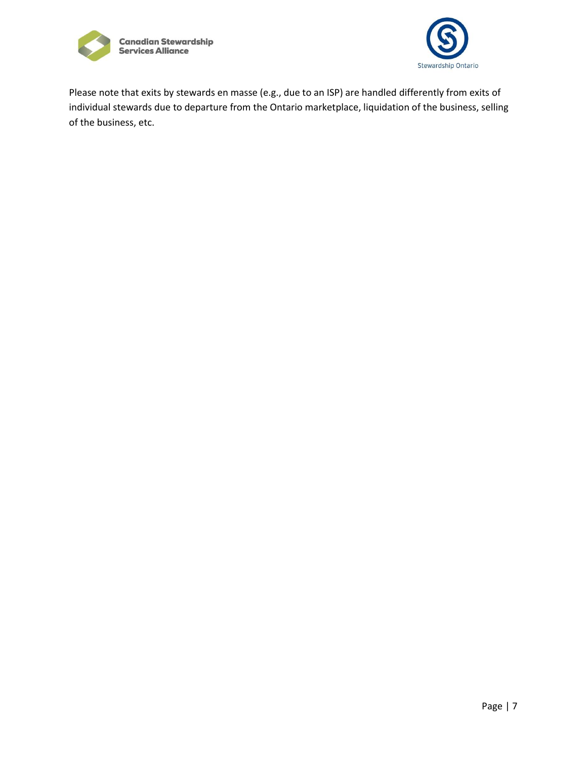Please note that exits by stewards en masse (e.g., due to an ISP) are handled differently from exits of individual stewards due to departure from the Ontario marketplace, liquidation of the business, selling of the business, etc.